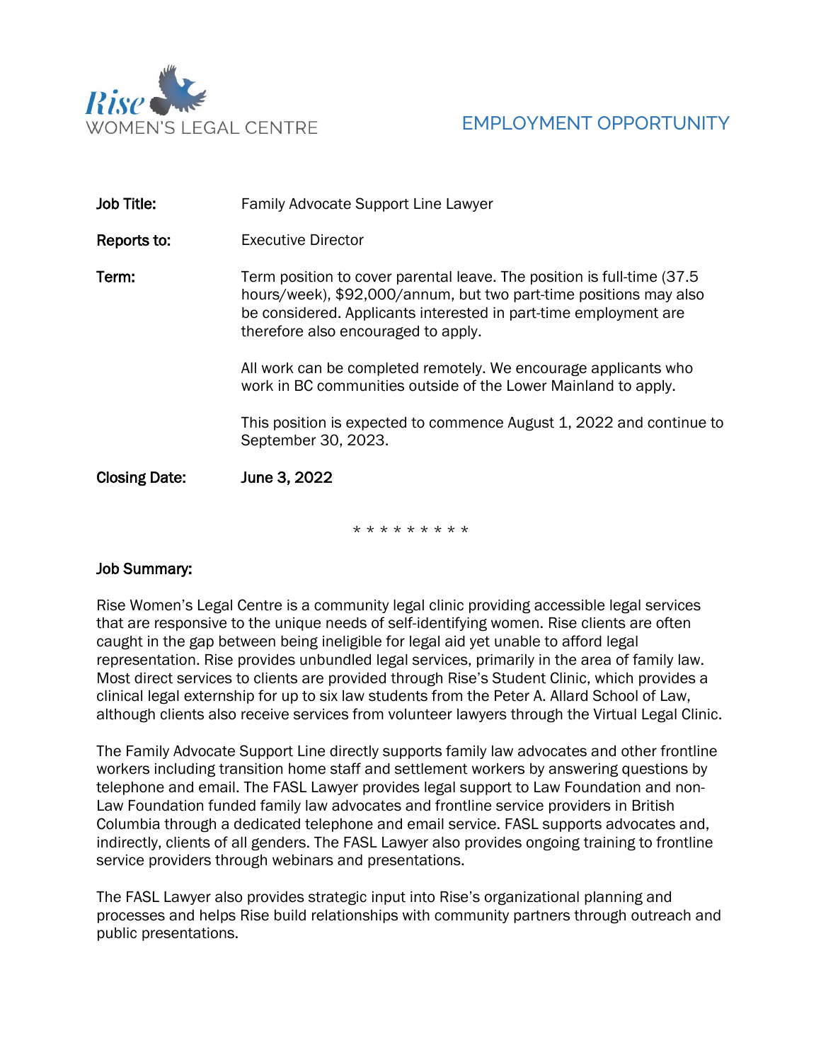Rise
WOMEN'S LEGAL CENTRE

# EMPLOYMENT OPPORTUNITY

**Job Title:** Family Advocate Support Line Lawyer

**Reports to:** Executive Director

**Term:** Term position to cover parental leave. The position is full-time (37.5 hours/week), $92,000/annum, but two part-time positions may also be considered. Applicants interested in part-time employment are therefore also encouraged to apply.

All work can be completed remotely. We encourage applicants who work in BC communities outside of the Lower Mainland to apply.

This position is expected to commence August 1, 2022 and continue to September 30, 2023.

**Closing Date:** **June 3, 2022**

\* \* \* \* \* \* \* \* \*

## Job Summary:

Rise Women's Legal Centre is a community legal clinic providing accessible legal services that are responsive to the unique needs of self-identifying women. Rise clients are often caught in the gap between being ineligible for legal aid yet unable to afford legal representation. Rise provides unbundled legal services, primarily in the area of family law. Most direct services to clients are provided through Rise's Student Clinic, which provides a clinical legal externship for up to six law students from the Peter A. Allard School of Law, although clients also receive services from volunteer lawyers through the Virtual Legal Clinic.

The Family Advocate Support Line directly supports family law advocates and other frontline workers including transition home staff and settlement workers by answering questions by telephone and email. The FASL Lawyer provides legal support to Law Foundation and non-Law Foundation funded family law advocates and frontline service providers in British Columbia through a dedicated telephone and email service. FASL supports advocates and, indirectly, clients of all genders. The FASL Lawyer also provides ongoing training to frontline service providers through webinars and presentations.

The FASL Lawyer also provides strategic input into Rise's organizational planning and processes and helps Rise build relationships with community partners through outreach and public presentations.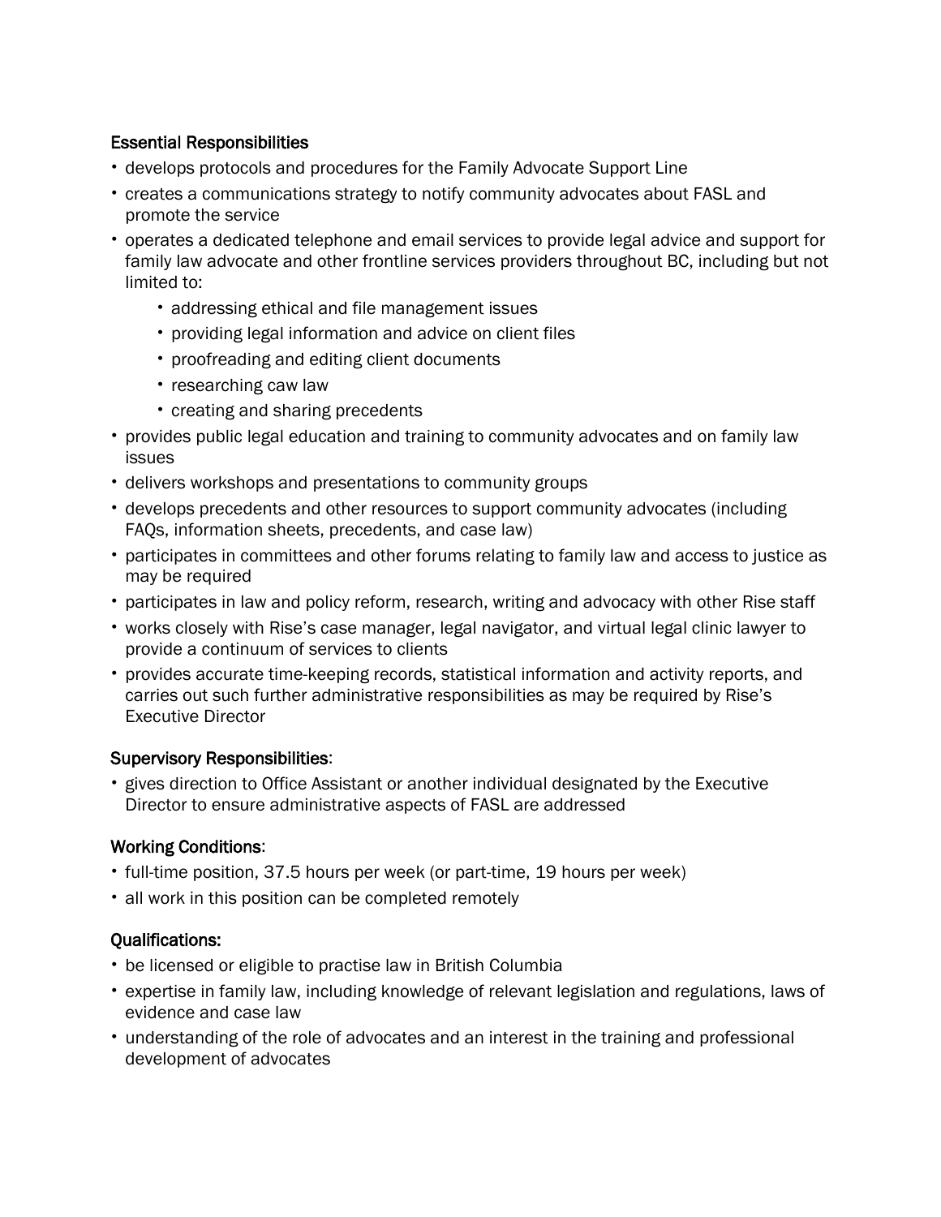**Essential Responsibilities**

- develops protocols and procedures for the Family Advocate Support Line
- creates a communications strategy to notify community advocates about FASL and promote the service
- operates a dedicated telephone and email services to provide legal advice and support for family law advocate and other frontline services providers throughout BC, including but not limited to:
  - addressing ethical and file management issues
  - providing legal information and advice on client files
  - proofreading and editing client documents
  - researching caw law
  - creating and sharing precedents
- provides public legal education and training to community advocates and on family law issues
- delivers workshops and presentations to community groups
- develops precedents and other resources to support community advocates (including FAQs, information sheets, precedents, and case law)
- participates in committees and other forums relating to family law and access to justice as may be required
- participates in law and policy reform, research, writing and advocacy with other Rise staff
- works closely with Rise's case manager, legal navigator, and virtual legal clinic lawyer to provide a continuum of services to clients
- provides accurate time-keeping records, statistical information and activity reports, and carries out such further administrative responsibilities as may be required by Rise's Executive Director

**Supervisory Responsibilities**:

- gives direction to Office Assistant or another individual designated by the Executive Director to ensure administrative aspects of FASL are addressed

**Working Conditions**:

- full-time position, 37.5 hours per week (or part-time, 19 hours per week)
- all work in this position can be completed remotely

**Qualifications:**

- be licensed or eligible to practise law in British Columbia
- expertise in family law, including knowledge of relevant legislation and regulations, laws of evidence and case law
- understanding of the role of advocates and an interest in the training and professional development of advocates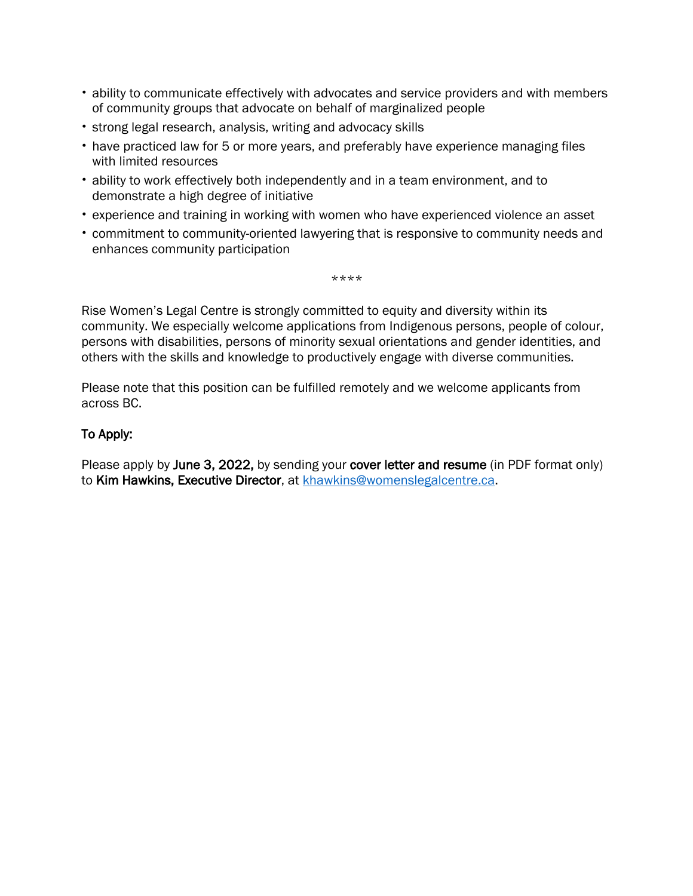- ability to communicate effectively with advocates and service providers and with members of community groups that advocate on behalf of marginalized people
- strong legal research, analysis, writing and advocacy skills
- have practiced law for 5 or more years, and preferably have experience managing files with limited resources
- ability to work effectively both independently and in a team environment, and to demonstrate a high degree of initiative
- experience and training in working with women who have experienced violence an asset
- commitment to community-oriented lawyering that is responsive to community needs and enhances community participation

****

Rise Women's Legal Centre is strongly committed to equity and diversity within its community. We especially welcome applications from Indigenous persons, people of colour, persons with disabilities, persons of minority sexual orientations and gender identities, and others with the skills and knowledge to productively engage with diverse communities.

Please note that this position can be fulfilled remotely and we welcome applicants from across BC.

**To Apply:**

Please apply by **June 3, 2022,** by sending your **cover letter and resume** (in PDF format only) to **Kim Hawkins, Executive Director**, at [khawkins@womenslegalcentre.ca](mailto:khawkins@womenslegalcentre.ca).